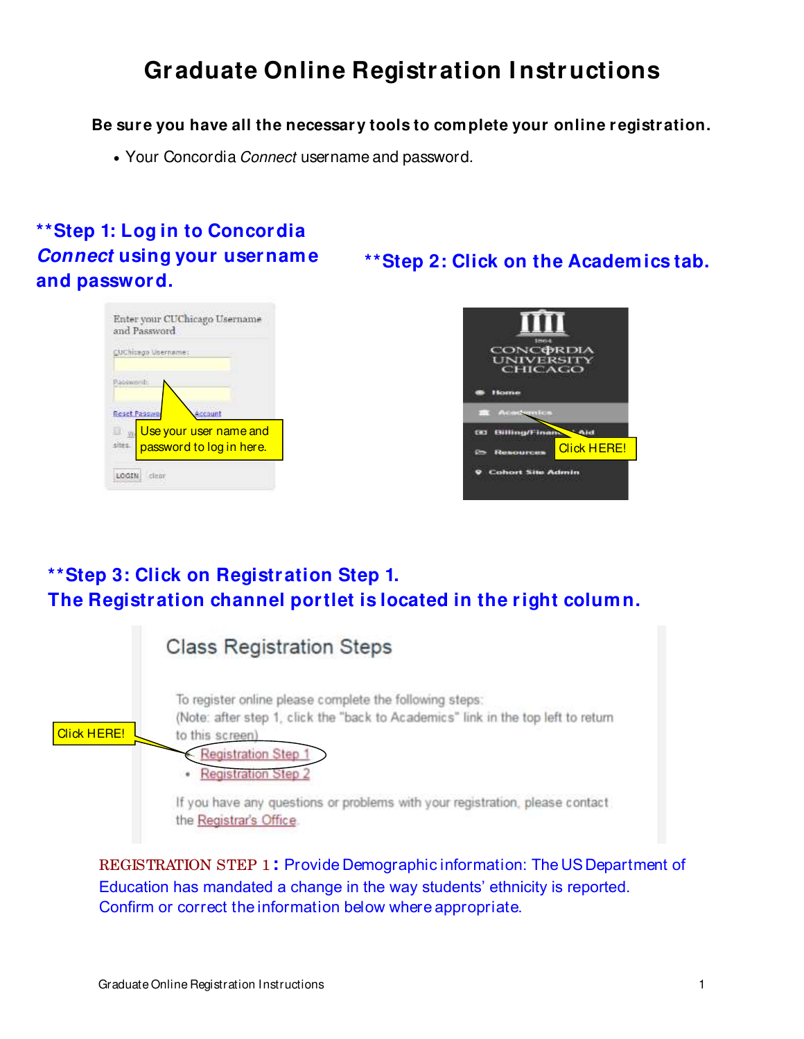# Graduate Online Registration Instructions

**Be sure you have all the necessary tools to complete your online registration.**

- Your Concordia *Connect* username and password.

## **Step 1: Log in to Concordia *Connect* using your username and password.

Use your user name and password to log in here.

## **Step 2: Click on the Academics tab.

Click HERE!

## **Step 3: Click on Registration Step 1. The Registration channel portlet is located in the right column.

Class Registration Steps

To register online please complete the following steps:
(Note: after step 1, click the "back to Academics" link in the top left to return to this screen)

- Registration Step 1
- Registration Step 2

If you have any questions or problems with your registration, please contact the Registrar's Office.

Click HERE!

REGISTRATION STEP 1: Provide Demographic information: The US Department of Education has mandated a change in the way students' ethnicity is reported. Confirm or correct the information below where appropriate.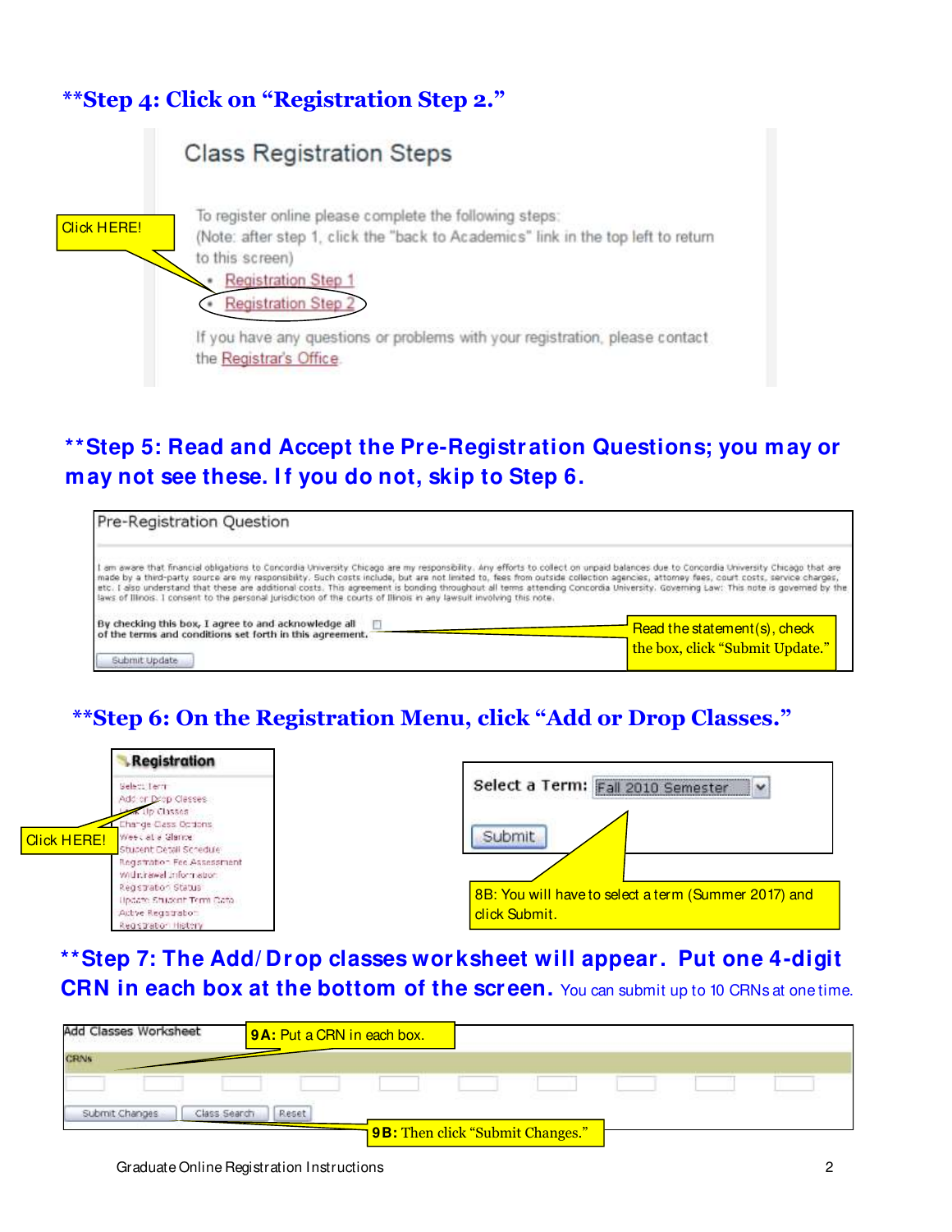**Step 4: Click on "Registration Step 2."**

Class Registration Steps

To register online please complete the following steps:
(Note: after step 1, click the "back to Academics" link in the top left to return to this screen)

- Registration Step 1
- Registration Step 2

If you have any questions or problems with your registration, please contact the Registrar's Office.

Click HERE!

**Step 5: Read and Accept the Pre-Registration Questions; you may or may not see these. If you do not, skip to Step 6.**

Pre-Registration Question

I am aware that financial obligations to Concordia University Chicago are my responsibility. Any efforts to collect on unpaid balances due to Concordia University Chicago that are made by a third-party source are my responsibility. Such costs include, but are not limited to, fees from outside collection agencies, attorney fees, court costs, service charges, etc. I also understand that these are additional costs. This agreement is bonding throughout all terms attending Concordia University. Governing Law: This note is governed by the laws of Illinois. I consent to the personal jurisdiction of the courts of Illinois in any lawsuit involving this note.

By checking this box, I agree to and acknowledge all of the terms and conditions set forth in this agreement.

Submit Update

Read the statement(s), check the box, click "Submit Update."

**Step 6: On the Registration Menu, click "Add or Drop Classes."**

Registration

- Select Term
- Add or Drop Classes
- Look Up Classes
- Change Class Options
- Week at a Glance
- Student Detail Schedule
- Registration Fee Assessment
- Withdrawal Information
- Registration Status
- Update Student Term Data
- Active Registration
- Registration History

Click HERE!

Select a Term: Fall 2010 Semester

Submit

8B: You will have to select a term (Summer 2017) and click Submit.

**Step 7: The Add/Drop classes worksheet will appear. Put one 4-digit CRN in each box at the bottom of the screen.** You can submit up to 10 CRNs at one time.

Add Classes Worksheet

CRNs

Submit Changes | Class Search | Reset

**9A:** Put a CRN in each box.

**9B:** Then click "Submit Changes."

Graduate Online Registration Instructions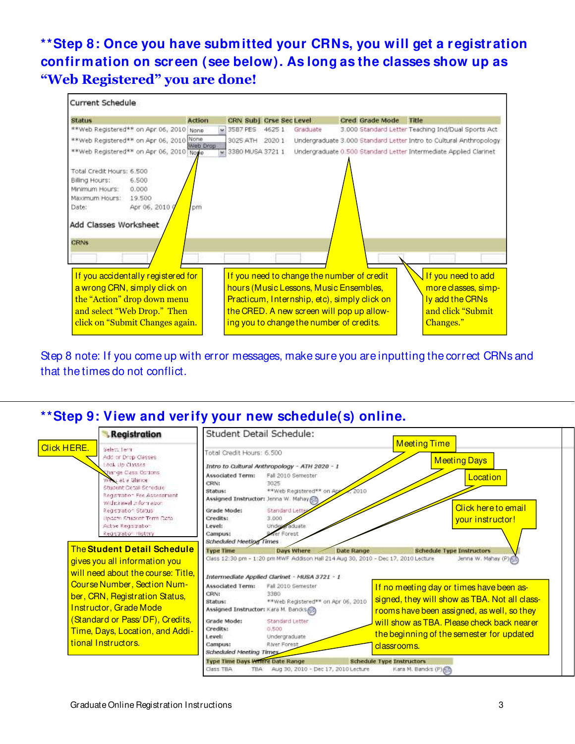## **Step 8: Once you have submitted your CRNs, you will get a registration confirmation on screen (see below). As long as the classes show up as "Web Registered" you are done!**

Current Schedule

| Status | Action | CRN | Subj | Crse | Sec | Level | Cred | Grade Mode | Title |
|---|---|---|---|---|---|---|---|---|---|
| **Web Registered** on Apr 06, 2010 | None | 3587 | PES | 4625 | 1 | Graduate | 3.000 | Standard Letter | Teaching Ind/Dual Sports Act |
| **Web Registered** on Apr 06, 2010 | None / Web Drop | 3025 | ATH | 2020 | 1 | Undergraduate | 3.000 | Standard Letter | Intro to Cultural Anthropology |
| **Web Registered** on Apr 06, 2010 | None | 3380 | MUSA | 3721 | 1 | Undergraduate | 0.500 | Standard Letter | Intermediate Applied Clarinet |

Total Credit Hours: 6.500
Billing Hours: 6.500
Minimum Hours: 0.000
Maximum Hours: 19.500
Date: Apr 06, 2010 pm

Add Classes Worksheet

CRNs

If you accidentally registered for a wrong CRN, simply click on the "Action" drop down menu and select "Web Drop." Then click on "Submit Changes again.

If you need to change the number of credit hours (Music Lessons, Music Ensembles, Practicum, Internship, etc), simply click on the CRED. A new screen will pop up allowing you to change the number of credits.

If you need to add more classes, simply add the CRNs and click "Submit Changes."

Step 8 note: If you come up with error messages, make sure you are inputting the correct CRNs and that the times do not conflict.

---

## **Step 9: View and verify your new schedule(s) online.**

**Registration**
- Select Term
- Add or Drop Classes
- Look Up Classes
- Change Class Options
- Week at a Glance
- Student Detail Schedule
- Registration Fee Assessment
- Withdrawal Information
- Registration Status
- Update Student Term Data
- Active Registration
- Registration History

Click HERE.

The **Student Detail Schedule** gives you all information you will need about the course: Title, Course Number, Section Number, CRN, Registration Status, Instructor, Grade Mode (Standard or Pass/DF), Credits, Time, Days, Location, and Additional Instructors.

Student Detail Schedule:

Total Credit Hours: 6.500

*Intro to Cultural Anthropology - ATH 2020 - 1*

Associated Term: Fall 2010 Semester
CRN: 3025
Status: **Web Registered** on Apr 06, 2010
Assigned Instructor: Jenna W. Mahay
Grade Mode: Standard Letter
Credits: 3.000
Level: Undergraduate
Campus: River Forest

*Scheduled Meeting Times*

| Type | Time | Days | Where | Date Range | Schedule Type | Instructors |
|---|---|---|---|---|---|---|
| Class | 12:30 pm - 1:20 pm | MWF | Addison Hall 214 | Aug 30, 2010 - Dec 17, 2010 | Lecture | Jenna W. Mahay (P) |

*Intermediate Applied Clarinet - MUSA 3721 - 1*

Associated Term: Fall 2010 Semester
CRN: 3380
Status: **Web Registered** on Apr 06, 2010
Assigned Instructor: Kara M. Bancks
Grade Mode: Standard Letter
Credits: 0.500
Level: Undergraduate
Campus: River Forest

*Scheduled Meeting Times*

| Type | Time | Days | Where | Date Range | Schedule Type | Instructors |
|---|---|---|---|---|---|---|
| Class | TBA | | TBA | Aug 30, 2010 - Dec 17, 2010 | Lecture | Kara M. Bancks (P) |

Meeting Time

Meeting Days

Location

Click here to email your instructor!

If no meeting day or times have been assigned, they will show as TBA. Not all classrooms have been assigned, as well, so they will show as TBA. Please check back nearer the beginning of the semester for updated classrooms.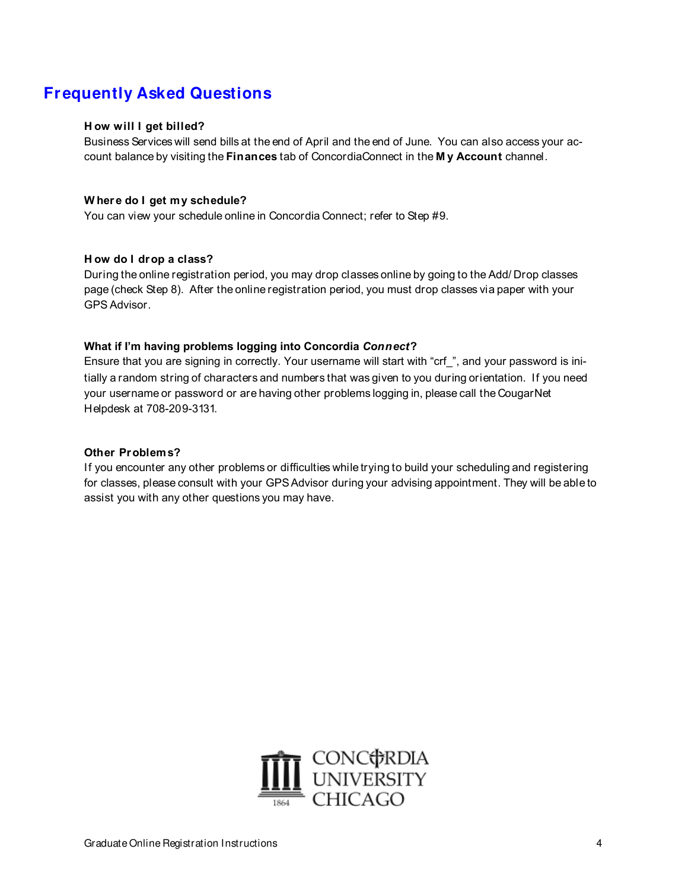# Frequently Asked Questions

**How will I get billed?**

Business Services will send bills at the end of April and the end of June. You can also access your account balance by visiting the **Finances** tab of ConcordiaConnect in the **My Account** channel.

**Where do I get my schedule?**

You can view your schedule online in Concordia Connect; refer to Step #9.

**How do I drop a class?**

During the online registration period, you may drop classes online by going to the Add/Drop classes page (check Step 8). After the online registration period, you must drop classes via paper with your GPS Advisor.

**What if I'm having problems logging into Concordia *Connect*?**

Ensure that you are signing in correctly. Your username will start with "crf_", and your password is initially a random string of characters and numbers that was given to you during orientation. If you need your username or password or are having other problems logging in, please call the CougarNet Helpdesk at 708-209-3131.

**Other Problems?**

If you encounter any other problems or difficulties while trying to build your scheduling and registering for classes, please consult with your GPS Advisor during your advising appointment. They will be able to assist you with any other questions you may have.

CONCORDIA UNIVERSITY CHICAGO
1864